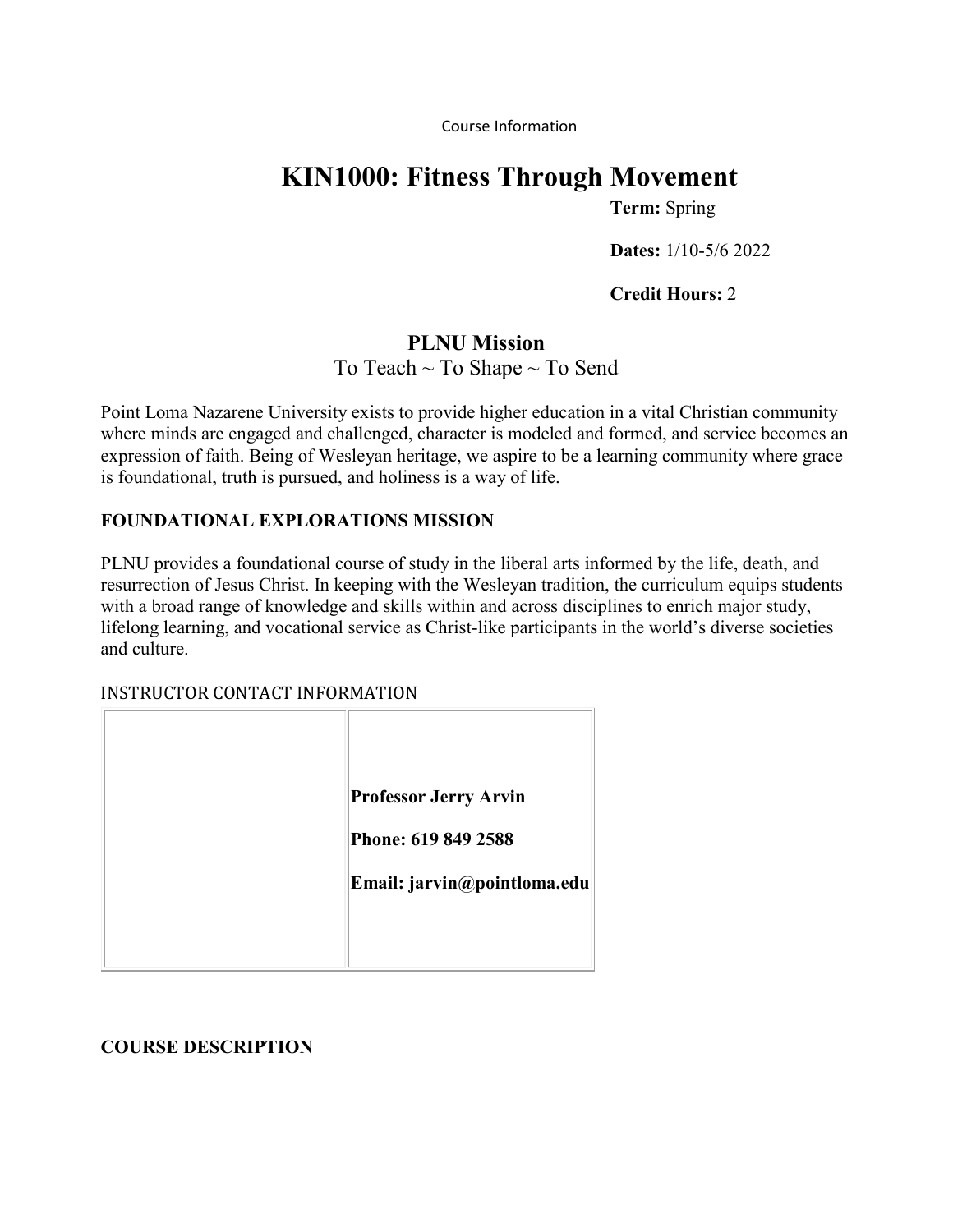Course Information

# KIN1000: Fitness Through Movement

**Term:** Spring

**Dates:** 1/10-5/6 2022

**Credit Hours:** 2

## PLNU Mission

To Teach ~ To Shape ~ To Send

Point Loma Nazarene University exists to provide higher education in a vital Christian community where minds are engaged and challenged, character is modeled and formed, and service becomes an expression of faith. Being of Wesleyan heritage, we aspire to be a learning community where grace is foundational, truth is pursued, and holiness is a way of life.

### FOUNDATIONAL EXPLORATIONS MISSION

PLNU provides a foundational course of study in the liberal arts informed by the life, death, and resurrection of Jesus Christ. In keeping with the Wesleyan tradition, the curriculum equips students with a broad range of knowledge and skills within and across disciplines to enrich major study, lifelong learning, and vocational service as Christ-like participants in the world's diverse societies and culture.

### INSTRUCTOR CONTACT INFORMATION

| | |
|---|---|
| | **Professor Jerry Arvin**<br>**Phone: 619 849 2588**<br>**Email: jarvin@pointloma.edu** |

### COURSE DESCRIPTION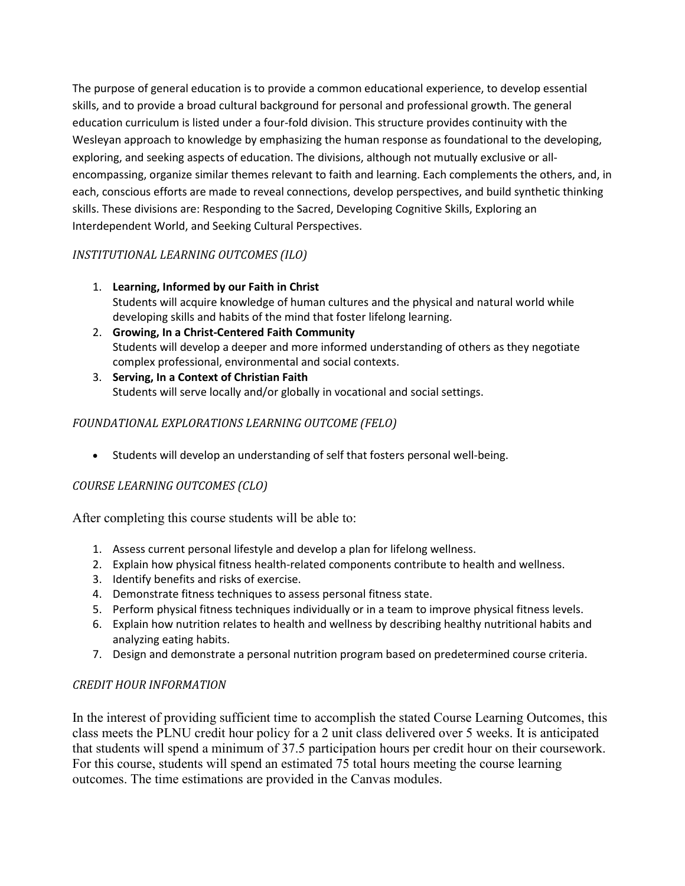The purpose of general education is to provide a common educational experience, to develop essential skills, and to provide a broad cultural background for personal and professional growth. The general education curriculum is listed under a four-fold division. This structure provides continuity with the Wesleyan approach to knowledge by emphasizing the human response as foundational to the developing, exploring, and seeking aspects of education. The divisions, although not mutually exclusive or all-encompassing, organize similar themes relevant to faith and learning. Each complements the others, and, in each, conscious efforts are made to reveal connections, develop perspectives, and build synthetic thinking skills. These divisions are: Responding to the Sacred, Developing Cognitive Skills, Exploring an Interdependent World, and Seeking Cultural Perspectives.

### *INSTITUTIONAL LEARNING OUTCOMES (ILO)*

1. **Learning, Informed by our Faith in Christ**
   Students will acquire knowledge of human cultures and the physical and natural world while developing skills and habits of the mind that foster lifelong learning.
2. **Growing, In a Christ-Centered Faith Community**
   Students will develop a deeper and more informed understanding of others as they negotiate complex professional, environmental and social contexts.
3. **Serving, In a Context of Christian Faith**
   Students will serve locally and/or globally in vocational and social settings.

### *FOUNDATIONAL EXPLORATIONS LEARNING OUTCOME (FELO)*

- Students will develop an understanding of self that fosters personal well-being.

### *COURSE LEARNING OUTCOMES (CLO)*

After completing this course students will be able to:

1. Assess current personal lifestyle and develop a plan for lifelong wellness.
2. Explain how physical fitness health-related components contribute to health and wellness.
3. Identify benefits and risks of exercise.
4. Demonstrate fitness techniques to assess personal fitness state.
5. Perform physical fitness techniques individually or in a team to improve physical fitness levels.
6. Explain how nutrition relates to health and wellness by describing healthy nutritional habits and analyzing eating habits.
7. Design and demonstrate a personal nutrition program based on predetermined course criteria.

### *CREDIT HOUR INFORMATION*

In the interest of providing sufficient time to accomplish the stated Course Learning Outcomes, this class meets the PLNU credit hour policy for a 2 unit class delivered over 5 weeks. It is anticipated that students will spend a minimum of 37.5 participation hours per credit hour on their coursework. For this course, students will spend an estimated 75 total hours meeting the course learning outcomes. The time estimations are provided in the Canvas modules.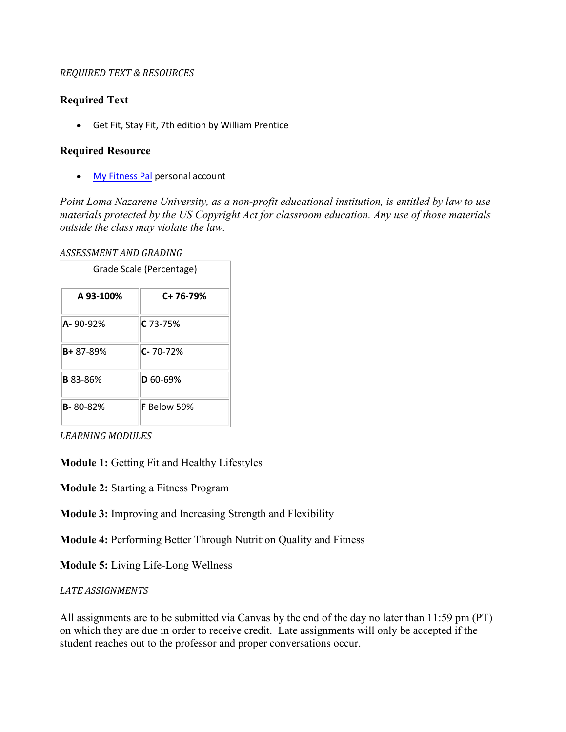*REQUIRED TEXT & RESOURCES*

### Required Text

- Get Fit, Stay Fit, 7th edition by William Prentice

### Required Resource

- My Fitness Pal personal account

*Point Loma Nazarene University, as a non-profit educational institution, is entitled by law to use materials protected by the US Copyright Act for classroom education. Any use of those materials outside the class may violate the law.*

*ASSESSMENT AND GRADING*

| Grade Scale (Percentage) | |
|---|---|
| **A 93-100%** | **C+ 76-79%** |
| **A-** 90-92% | **C** 73-75% |
| **B+** 87-89% | **C-** 70-72% |
| **B** 83-86% | **D** 60-69% |
| **B-** 80-82% | **F** Below 59% |

*LEARNING MODULES*

**Module 1:** Getting Fit and Healthy Lifestyles

**Module 2:** Starting a Fitness Program

**Module 3:** Improving and Increasing Strength and Flexibility

**Module 4:** Performing Better Through Nutrition Quality and Fitness

**Module 5:** Living Life-Long Wellness

*LATE ASSIGNMENTS*

All assignments are to be submitted via Canvas by the end of the day no later than 11:59 pm (PT) on which they are due in order to receive credit. Late assignments will only be accepted if the student reaches out to the professor and proper conversations occur.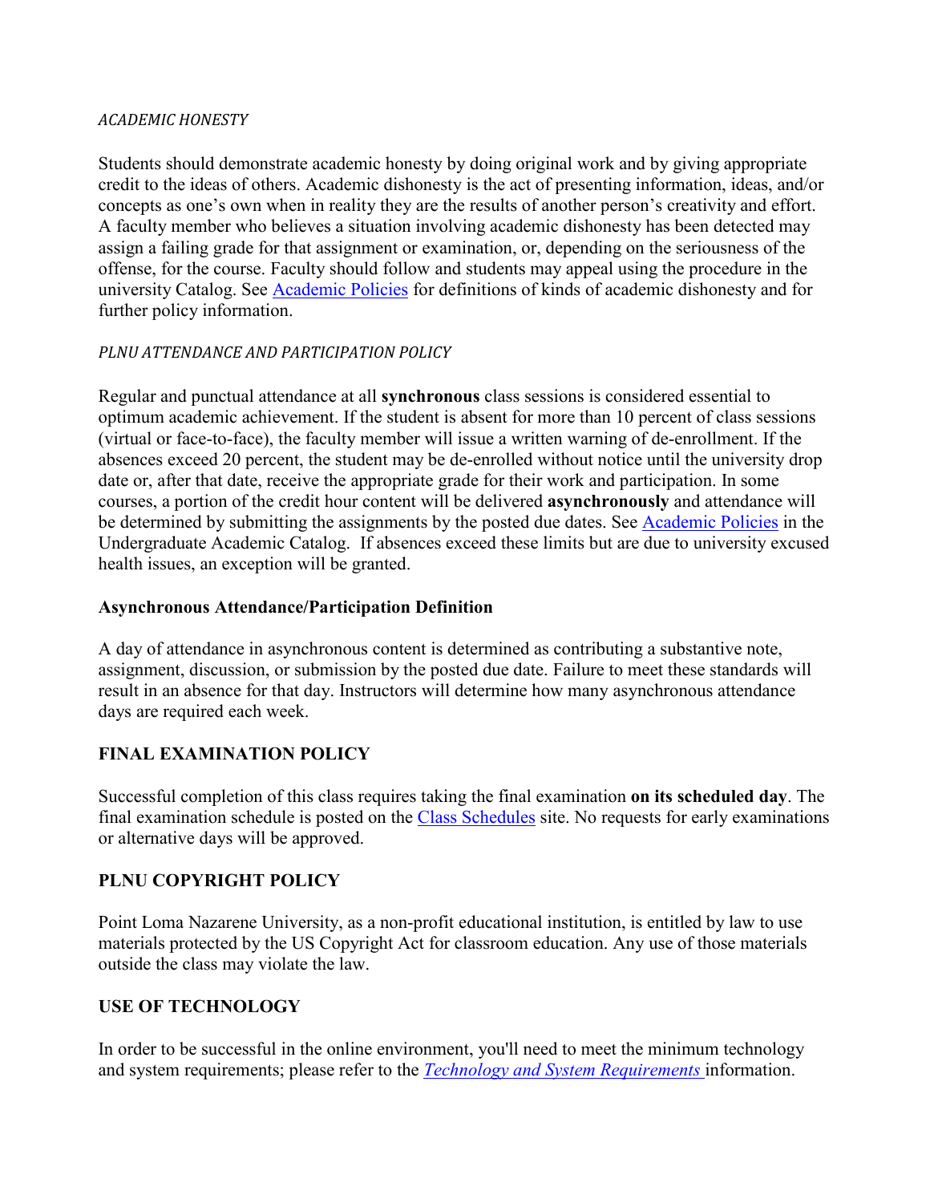### *ACADEMIC HONESTY*

Students should demonstrate academic honesty by doing original work and by giving appropriate credit to the ideas of others. Academic dishonesty is the act of presenting information, ideas, and/or concepts as one's own when in reality they are the results of another person's creativity and effort. A faculty member who believes a situation involving academic dishonesty has been detected may assign a failing grade for that assignment or examination, or, depending on the seriousness of the offense, for the course. Faculty should follow and students may appeal using the procedure in the university Catalog. See Academic Policies for definitions of kinds of academic dishonesty and for further policy information.

### *PLNU ATTENDANCE AND PARTICIPATION POLICY*

Regular and punctual attendance at all **synchronous** class sessions is considered essential to optimum academic achievement. If the student is absent for more than 10 percent of class sessions (virtual or face-to-face), the faculty member will issue a written warning of de-enrollment. If the absences exceed 20 percent, the student may be de-enrolled without notice until the university drop date or, after that date, receive the appropriate grade for their work and participation. In some courses, a portion of the credit hour content will be delivered **asynchronously** and attendance will be determined by submitting the assignments by the posted due dates. See Academic Policies in the Undergraduate Academic Catalog. If absences exceed these limits but are due to university excused health issues, an exception will be granted.

### **Asynchronous Attendance/Participation Definition**

A day of attendance in asynchronous content is determined as contributing a substantive note, assignment, discussion, or submission by the posted due date. Failure to meet these standards will result in an absence for that day. Instructors will determine how many asynchronous attendance days are required each week.

### **FINAL EXAMINATION POLICY**

Successful completion of this class requires taking the final examination **on its scheduled day**. The final examination schedule is posted on the Class Schedules site. No requests for early examinations or alternative days will be approved.

### **PLNU COPYRIGHT POLICY**

Point Loma Nazarene University, as a non-profit educational institution, is entitled by law to use materials protected by the US Copyright Act for classroom education. Any use of those materials outside the class may violate the law.

### **USE OF TECHNOLOGY**

In order to be successful in the online environment, you'll need to meet the minimum technology and system requirements; please refer to the *Technology and System Requirements* information.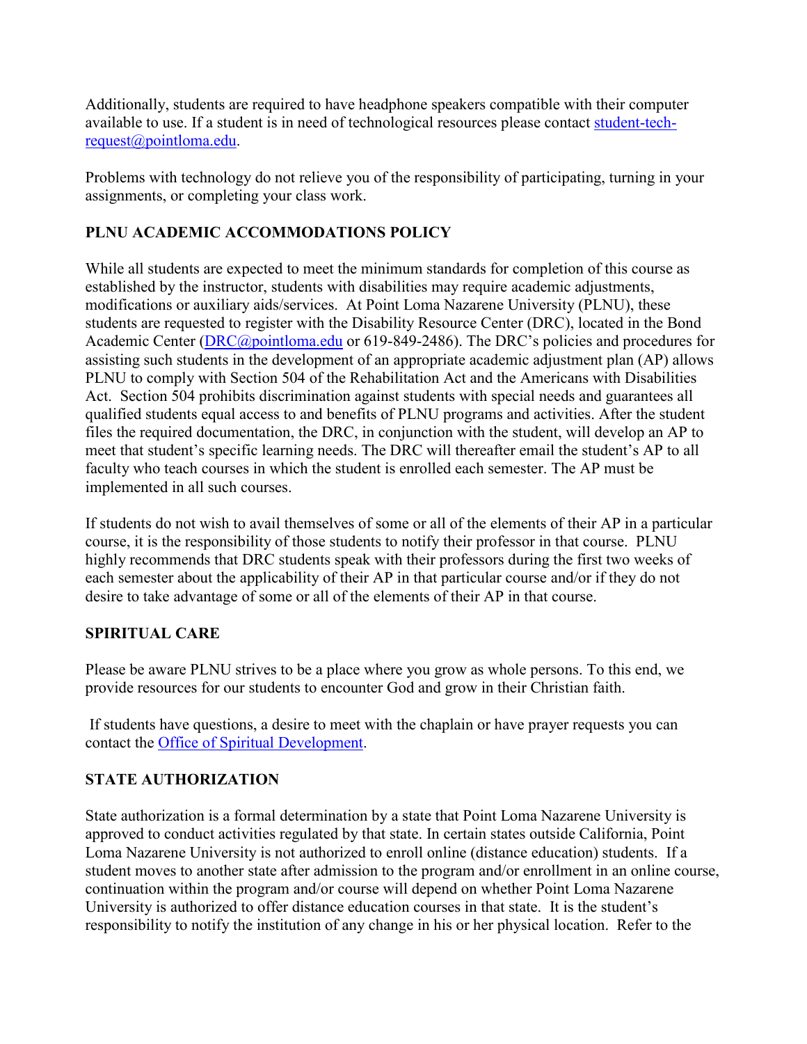Additionally, students are required to have headphone speakers compatible with their computer available to use. If a student is in need of technological resources please contact [student-tech-request@pointloma.edu](mailto:student-tech-request@pointloma.edu).

Problems with technology do not relieve you of the responsibility of participating, turning in your assignments, or completing your class work.

## PLNU ACADEMIC ACCOMMODATIONS POLICY

While all students are expected to meet the minimum standards for completion of this course as established by the instructor, students with disabilities may require academic adjustments, modifications or auxiliary aids/services. At Point Loma Nazarene University (PLNU), these students are requested to register with the Disability Resource Center (DRC), located in the Bond Academic Center ([DRC@pointloma.edu](mailto:DRC@pointloma.edu) or 619-849-2486). The DRC's policies and procedures for assisting such students in the development of an appropriate academic adjustment plan (AP) allows PLNU to comply with Section 504 of the Rehabilitation Act and the Americans with Disabilities Act. Section 504 prohibits discrimination against students with special needs and guarantees all qualified students equal access to and benefits of PLNU programs and activities. After the student files the required documentation, the DRC, in conjunction with the student, will develop an AP to meet that student's specific learning needs. The DRC will thereafter email the student's AP to all faculty who teach courses in which the student is enrolled each semester. The AP must be implemented in all such courses.

If students do not wish to avail themselves of some or all of the elements of their AP in a particular course, it is the responsibility of those students to notify their professor in that course. PLNU highly recommends that DRC students speak with their professors during the first two weeks of each semester about the applicability of their AP in that particular course and/or if they do not desire to take advantage of some or all of the elements of their AP in that course.

## SPIRITUAL CARE

Please be aware PLNU strives to be a place where you grow as whole persons. To this end, we provide resources for our students to encounter God and grow in their Christian faith.

If students have questions, a desire to meet with the chaplain or have prayer requests you can contact the Office of Spiritual Development.

## STATE AUTHORIZATION

State authorization is a formal determination by a state that Point Loma Nazarene University is approved to conduct activities regulated by that state. In certain states outside California, Point Loma Nazarene University is not authorized to enroll online (distance education) students. If a student moves to another state after admission to the program and/or enrollment in an online course, continuation within the program and/or course will depend on whether Point Loma Nazarene University is authorized to offer distance education courses in that state. It is the student's responsibility to notify the institution of any change in his or her physical location. Refer to the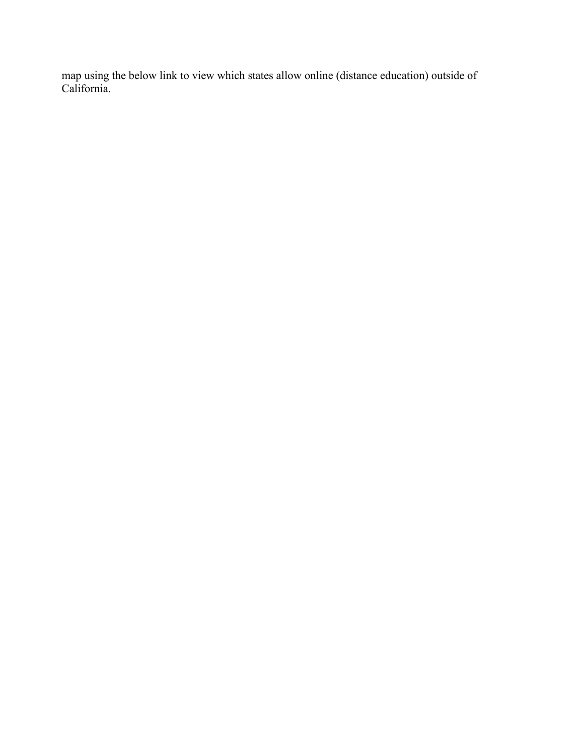map using the below link to view which states allow online (distance education) outside of California.